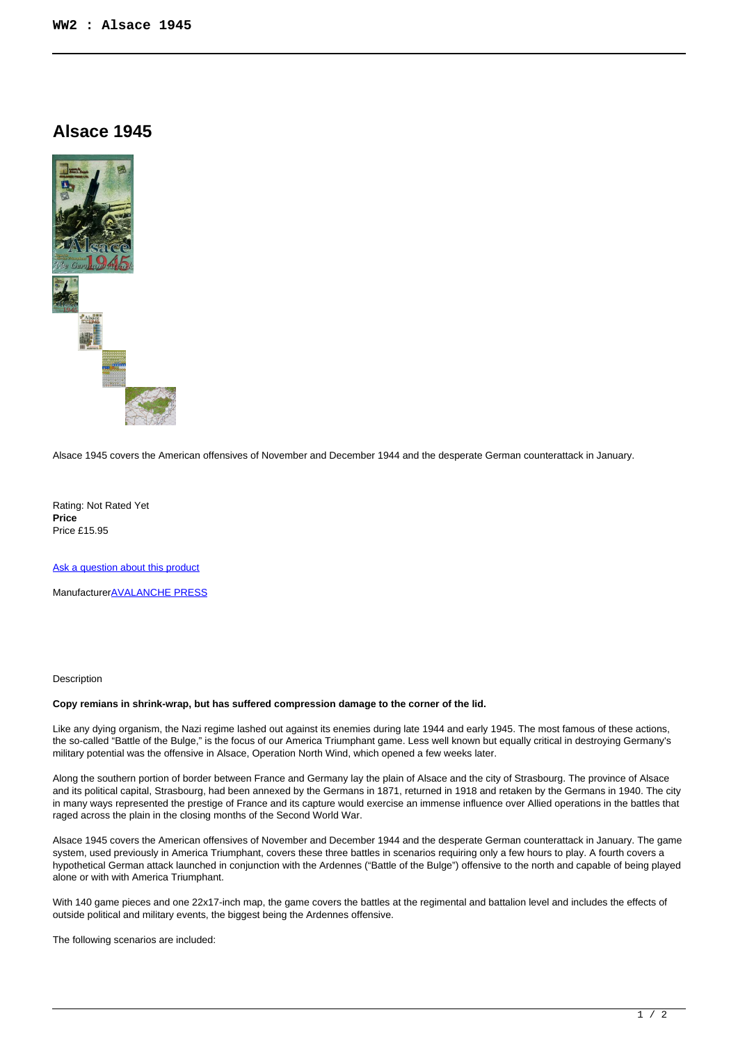# Alsace 1945

Alsace 1945 covers the American offensives of November and December 1944 and the desperate German counterattack in January.

Rating: Not Rated Yet
**Price**
Price £15.95

Ask a question about this product

ManufacturerAVALANCHE PRESS

Description

**Copy remians in shrink-wrap, but has suffered compression damage to the corner of the lid.**

Like any dying organism, the Nazi regime lashed out against its enemies during late 1944 and early 1945. The most famous of these actions, the so-called "Battle of the Bulge," is the focus of our America Triumphant game. Less well known but equally critical in destroying Germany's military potential was the offensive in Alsace, Operation North Wind, which opened a few weeks later.

Along the southern portion of border between France and Germany lay the plain of Alsace and the city of Strasbourg. The province of Alsace and its political capital, Strasbourg, had been annexed by the Germans in 1871, returned in 1918 and retaken by the Germans in 1940. The city in many ways represented the prestige of France and its capture would exercise an immense influence over Allied operations in the battles that raged across the plain in the closing months of the Second World War.

Alsace 1945 covers the American offensives of November and December 1944 and the desperate German counterattack in January. The game system, used previously in America Triumphant, covers these three battles in scenarios requiring only a few hours to play. A fourth covers a hypothetical German attack launched in conjunction with the Ardennes ("Battle of the Bulge") offensive to the north and capable of being played alone or with with America Triumphant.

With 140 game pieces and one 22x17-inch map, the game covers the battles at the regimental and battalion level and includes the effects of outside political and military events, the biggest being the Ardennes offensive.

The following scenarios are included: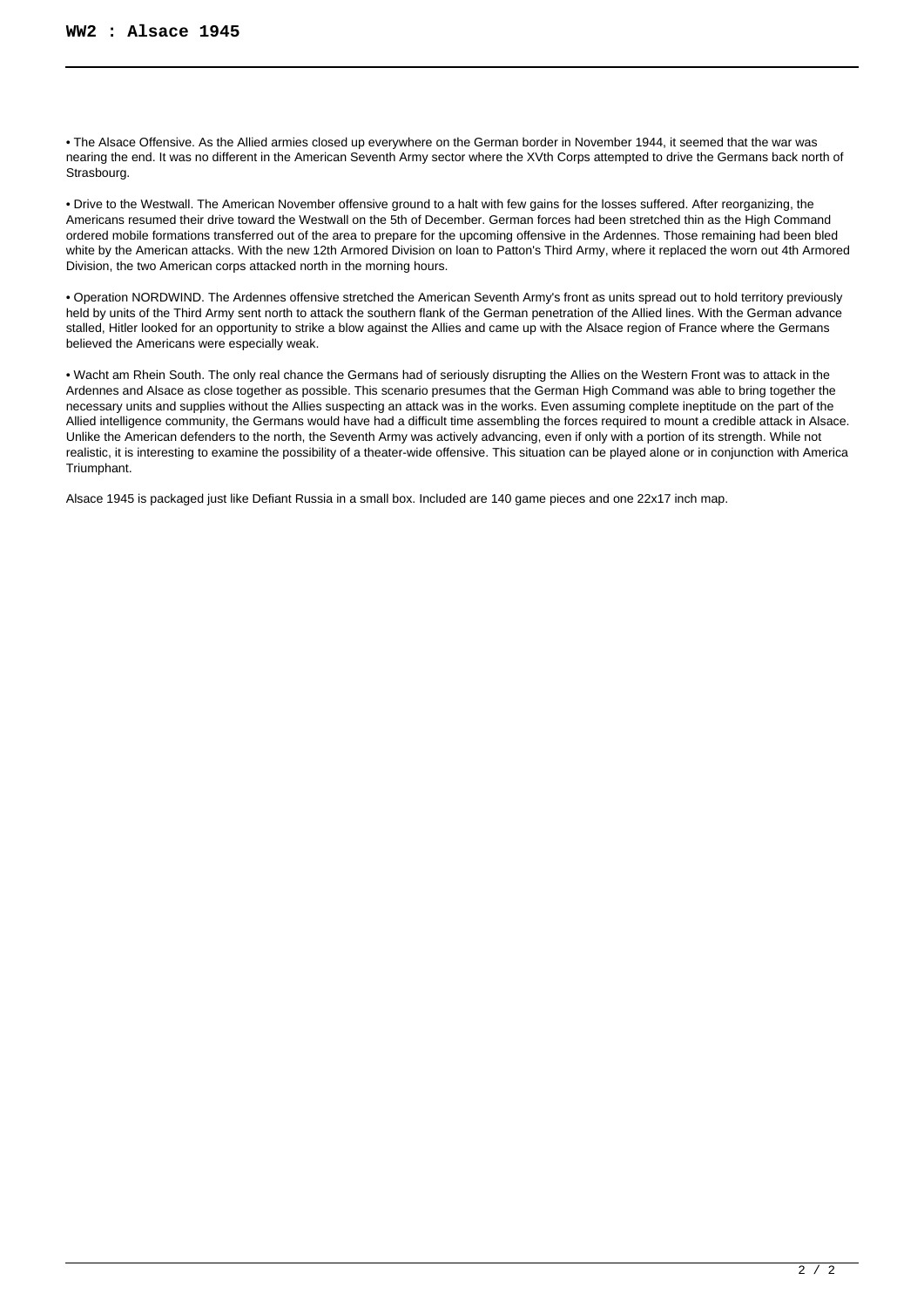• The Alsace Offensive. As the Allied armies closed up everywhere on the German border in November 1944, it seemed that the war was nearing the end. It was no different in the American Seventh Army sector where the XVth Corps attempted to drive the Germans back north of Strasbourg.

• Drive to the Westwall. The American November offensive ground to a halt with few gains for the losses suffered. After reorganizing, the Americans resumed their drive toward the Westwall on the 5th of December. German forces had been stretched thin as the High Command ordered mobile formations transferred out of the area to prepare for the upcoming offensive in the Ardennes. Those remaining had been bled white by the American attacks. With the new 12th Armored Division on loan to Patton's Third Army, where it replaced the worn out 4th Armored Division, the two American corps attacked north in the morning hours.

• Operation NORDWIND. The Ardennes offensive stretched the American Seventh Army's front as units spread out to hold territory previously held by units of the Third Army sent north to attack the southern flank of the German penetration of the Allied lines. With the German advance stalled, Hitler looked for an opportunity to strike a blow against the Allies and came up with the Alsace region of France where the Germans believed the Americans were especially weak.

• Wacht am Rhein South. The only real chance the Germans had of seriously disrupting the Allies on the Western Front was to attack in the Ardennes and Alsace as close together as possible. This scenario presumes that the German High Command was able to bring together the necessary units and supplies without the Allies suspecting an attack was in the works. Even assuming complete ineptitude on the part of the Allied intelligence community, the Germans would have had a difficult time assembling the forces required to mount a credible attack in Alsace. Unlike the American defenders to the north, the Seventh Army was actively advancing, even if only with a portion of its strength. While not realistic, it is interesting to examine the possibility of a theater-wide offensive. This situation can be played alone or in conjunction with America Triumphant.

Alsace 1945 is packaged just like Defiant Russia in a small box. Included are 140 game pieces and one 22x17 inch map.